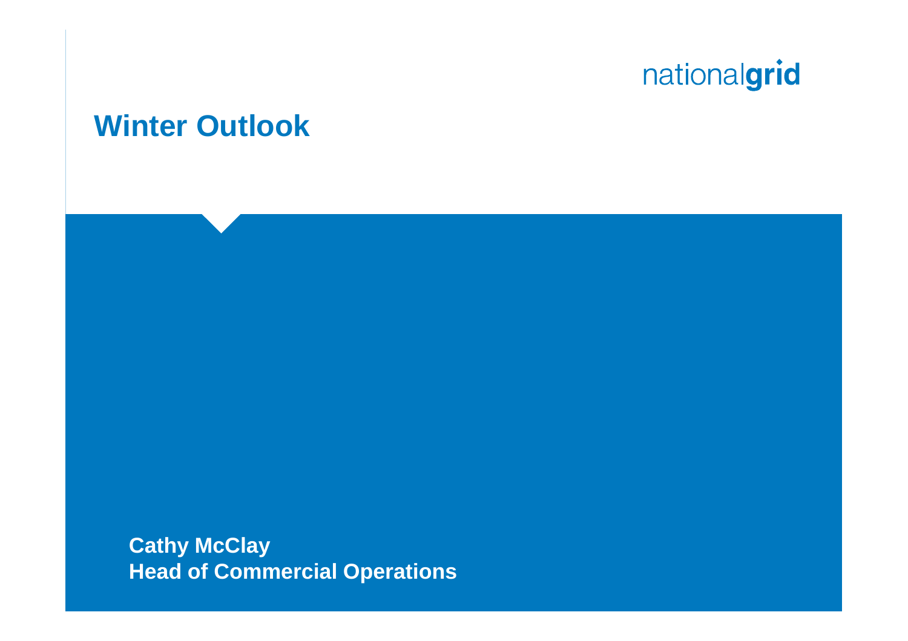nationalgrid

# Winter Outlook

**Cathy McClay**
**Head of Commercial Operations**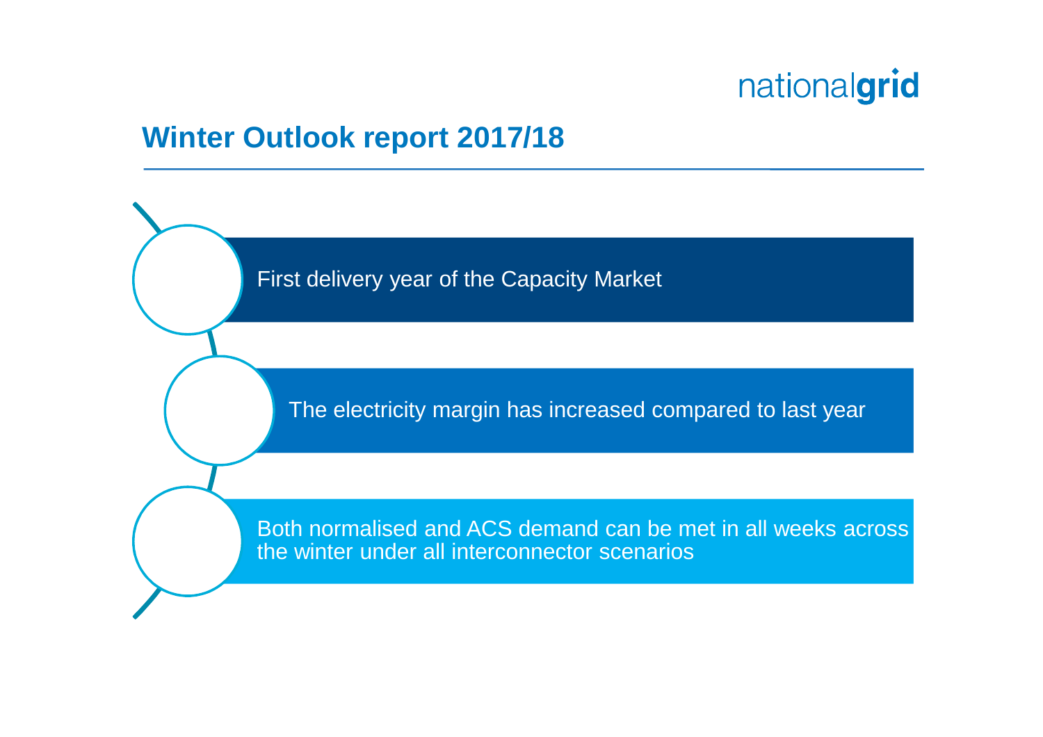# Winter Outlook report 2017/18

- First delivery year of the Capacity Market
- The electricity margin has increased compared to last year
- Both normalised and ACS demand can be met in all weeks across the winter under all interconnector scenarios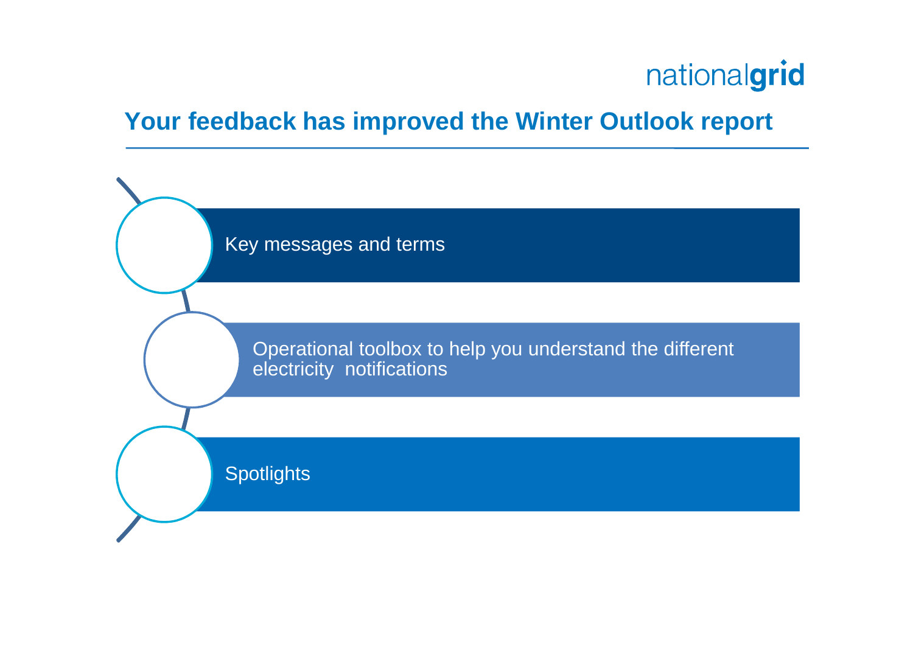# Your feedback has improved the Winter Outlook report

- Key messages and terms
- Operational toolbox to help you understand the different electricity notifications
- Spotlights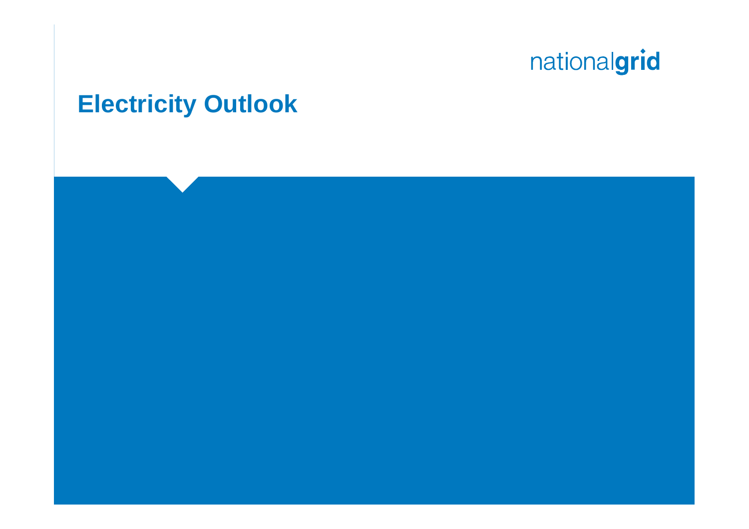# Electricity Outlook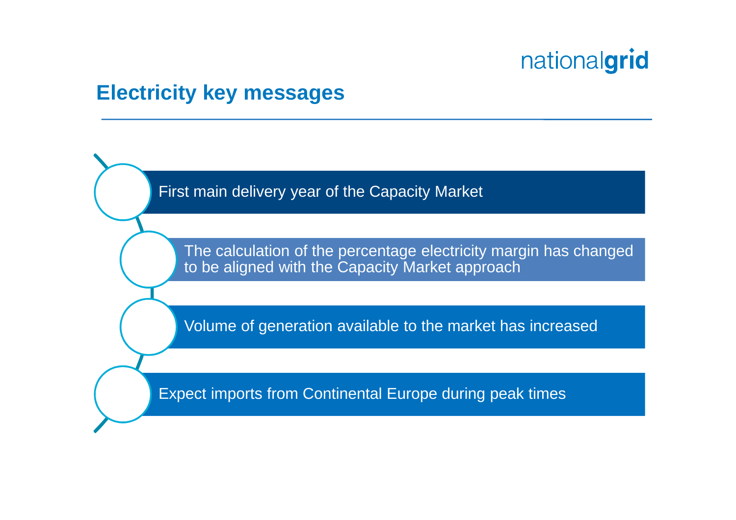## Electricity key messages

- First main delivery year of the Capacity Market
- The calculation of the percentage electricity margin has changed to be aligned with the Capacity Market approach
- Volume of generation available to the market has increased
- Expect imports from Continental Europe during peak times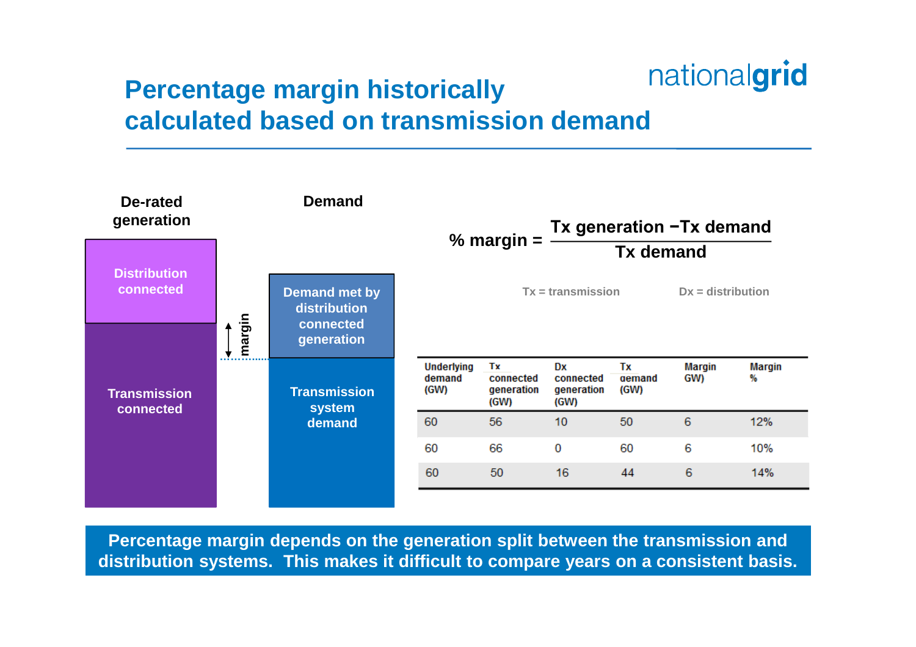# Percentage margin historically calculated based on transmission demand

nationalgrid

**De-rated generation**

- Distribution connected
- Transmission connected

margin

**Demand**

- Demand met by distribution connected generation
- Transmission system demand

$$\% \text{ margin} = \frac{\text{Tx generation} - \text{Tx demand}}{\text{Tx demand}}$$

Tx = transmission    Dx = distribution

| Underlying demand (GW) | Tx connected generation (GW) | Dx connected generation (GW) | Tx demand (GW) | Margin GW) | Margin % |
|---|---|---|---|---|---|
| 60 | 56 | 10 | 50 | 6 | 12% |
| 60 | 66 | 0 | 60 | 6 | 10% |
| 60 | 50 | 16 | 44 | 6 | 14% |

**Percentage margin depends on the generation split between the transmission and distribution systems. This makes it difficult to compare years on a consistent basis.**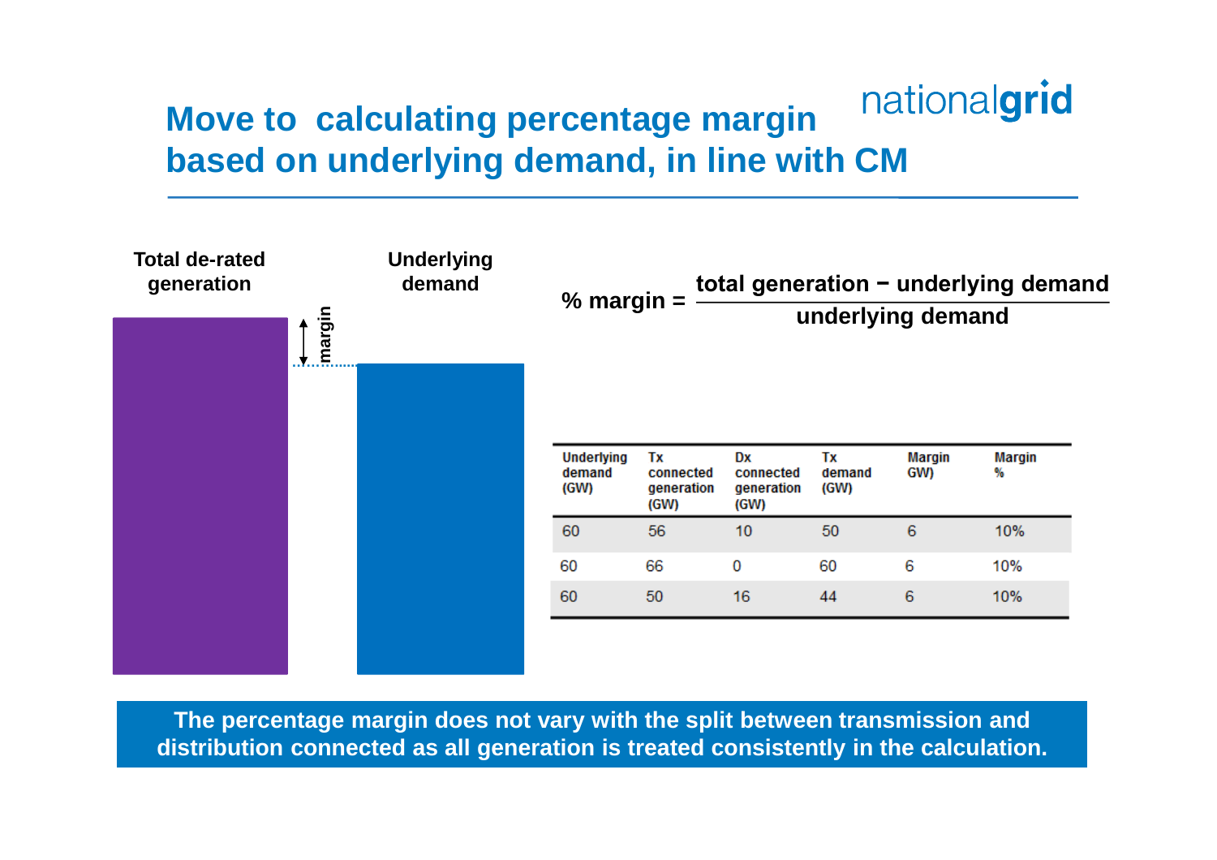# Move to calculating percentage margin based on underlying demand, in line with CM

**Total de-rated generation**

**Underlying demand**

margin

$$\% \text{ margin} = \frac{\text{total generation} - \text{underlying demand}}{\text{underlying demand}}$$

| Underlying demand (GW) | Tx connected generation (GW) | Dx connected generation (GW) | Tx demand (GW) | Margin GW) | Margin % |
|---|---|---|---|---|---|
| 60 | 56 | 10 | 50 | 6 | 10% |
| 60 | 66 | 0 | 60 | 6 | 10% |
| 60 | 50 | 16 | 44 | 6 | 10% |

**The percentage margin does not vary with the split between transmission and distribution connected as all generation is treated consistently in the calculation.**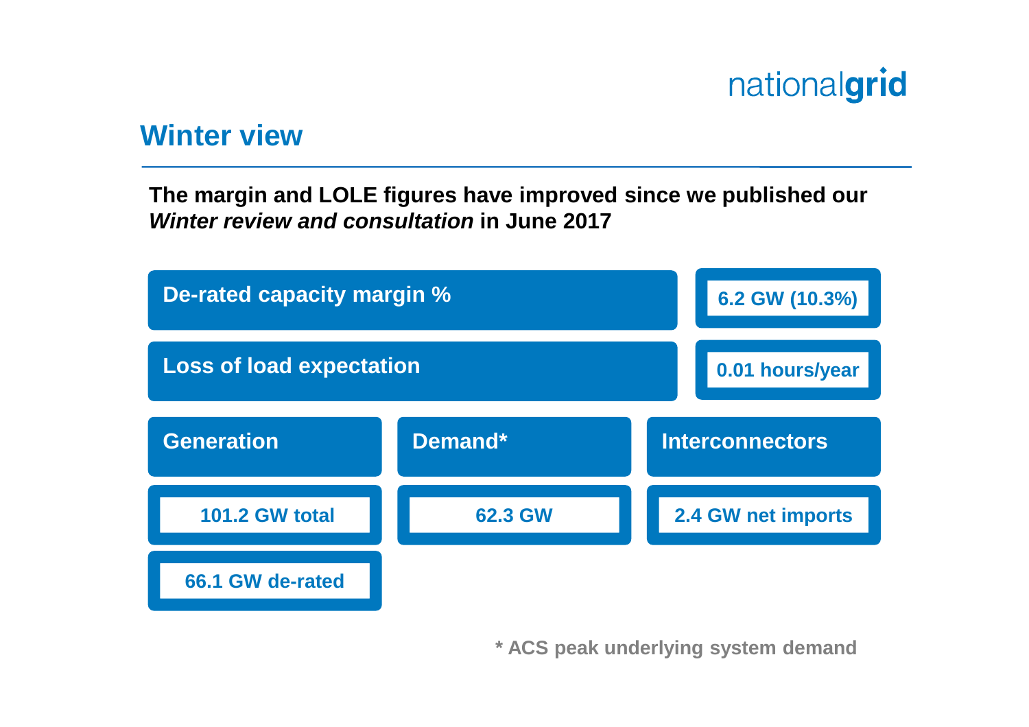## Winter view

**The margin and LOLE figures have improved since we published our *Winter review and consultation* in June 2017**

| Metric | Value |
| --- | --- |
| De-rated capacity margin % | 6.2 GW (10.3%) |
| Loss of load expectation | 0.01 hours/year |

| Generation | Demand* | Interconnectors |
| --- | --- | --- |
| 101.2 GW total | 62.3 GW | 2.4 GW net imports |
| 66.1 GW de-rated | | |

**\* ACS peak underlying system demand**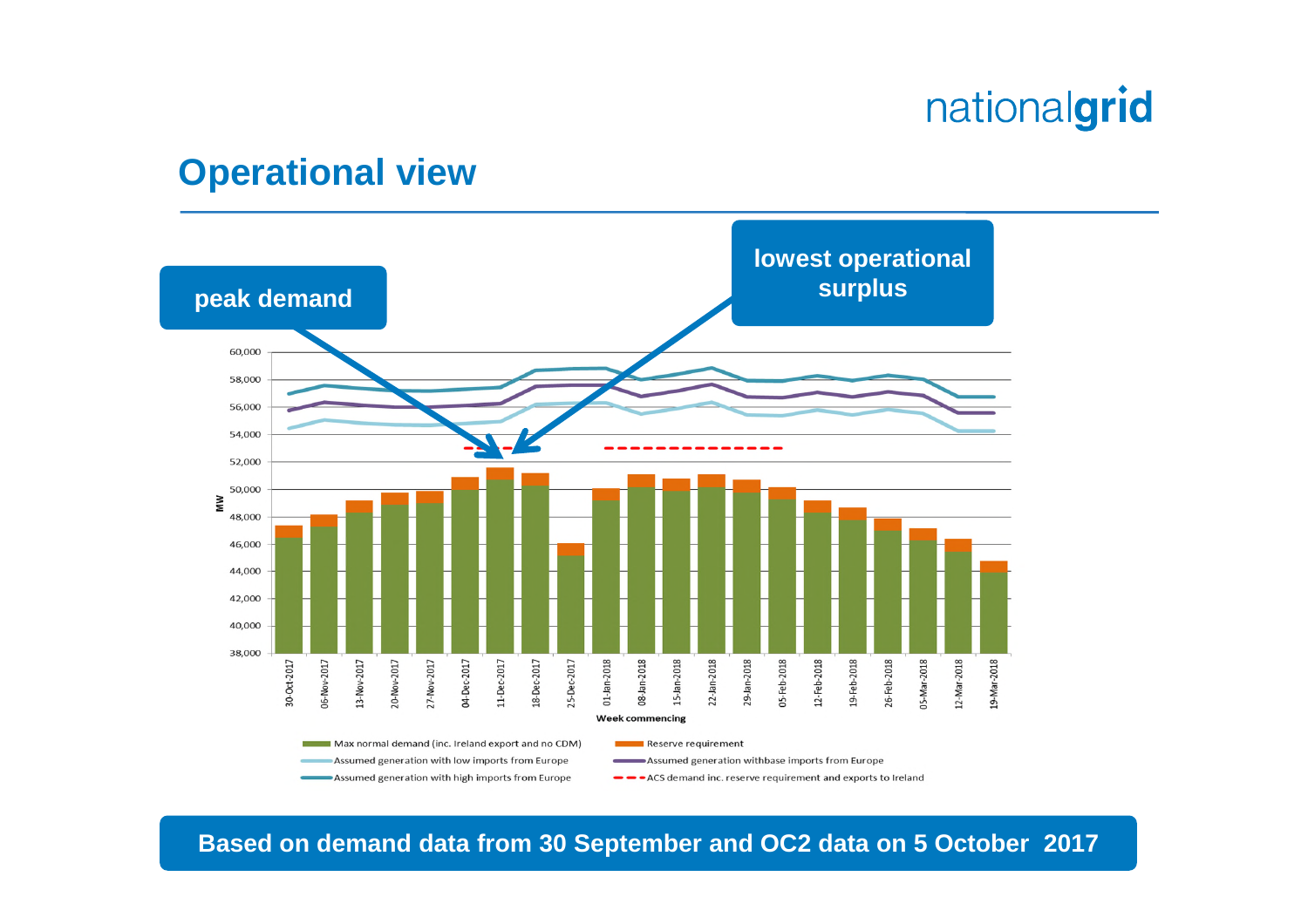# Operational view

peak demand

lowest operational surplus

MW

60,000
58,000
56,000
54,000
52,000
50,000
48,000
46,000
44,000
42,000
40,000
38,000

30-Oct-2017, 06-Nov-2017, 13-Nov-2017, 20-Nov-2017, 27-Nov-2017, 04-Dec-2017, 11-Dec-2017, 18-Dec-2017, 25-Dec-2017, 01-Jan-2018, 08-Jan-2018, 15-Jan-2018, 22-Jan-2018, 29-Jan-2018, 05-Feb-2018, 12-Feb-2018, 19-Feb-2018, 26-Feb-2018, 05-Mar-2018, 12-Mar-2018, 19-Mar-2018

Week commencing

- Max normal demand (inc. Ireland export and no CDM)
- Reserve requirement
- Assumed generation with low imports from Europe
- Assumed generation withbase imports from Europe
- Assumed generation with high imports from Europe
- ACS demand inc. reserve requirement and exports to Ireland

**Based on demand data from 30 September and OC2 data on 5 October 2017**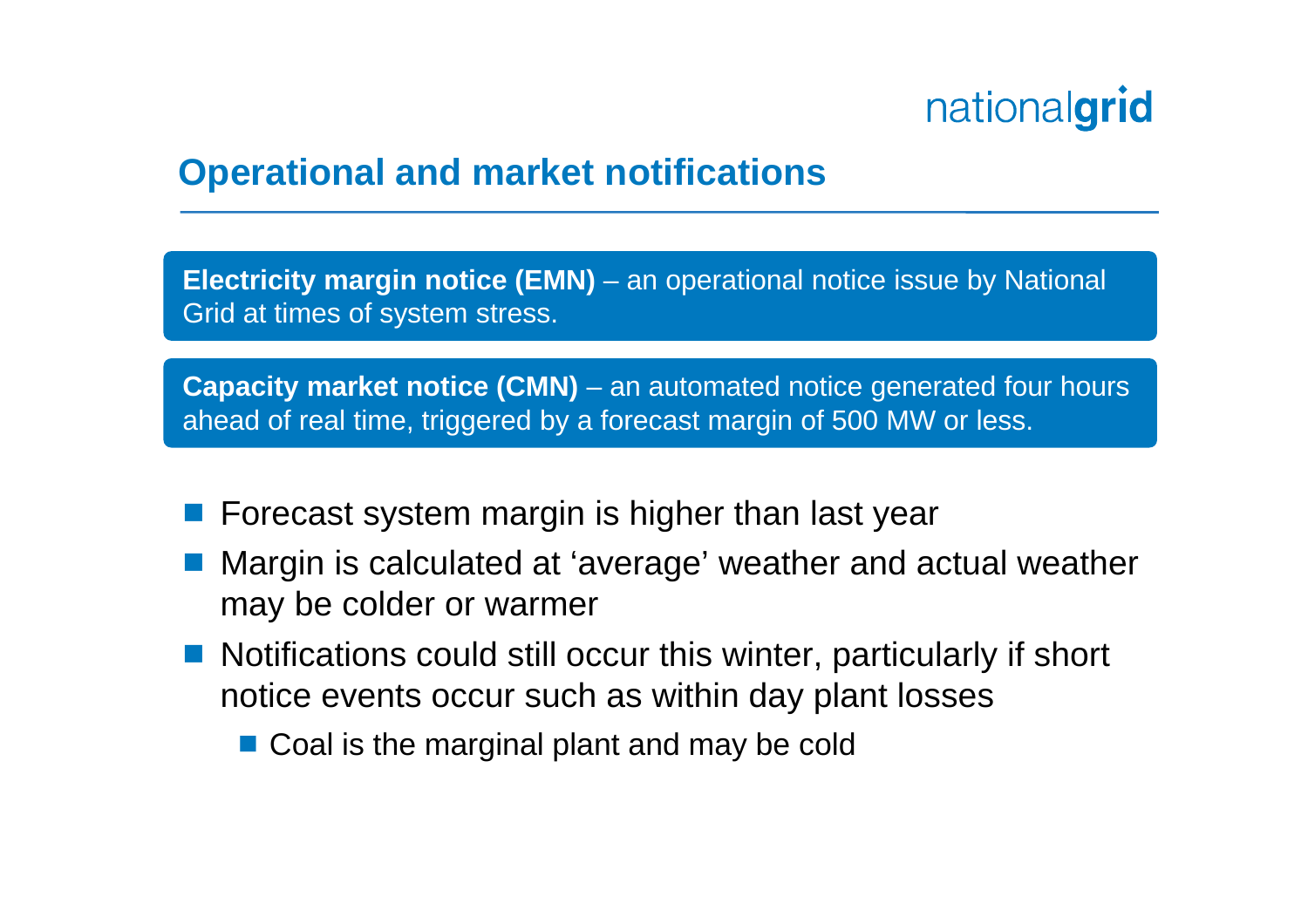## Operational and market notifications

**Electricity margin notice (EMN)** – an operational notice issue by National Grid at times of system stress.

**Capacity market notice (CMN)** – an automated notice generated four hours ahead of real time, triggered by a forecast margin of 500 MW or less.

- Forecast system margin is higher than last year
- Margin is calculated at 'average' weather and actual weather may be colder or warmer
- Notifications could still occur this winter, particularly if short notice events occur such as within day plant losses
  - Coal is the marginal plant and may be cold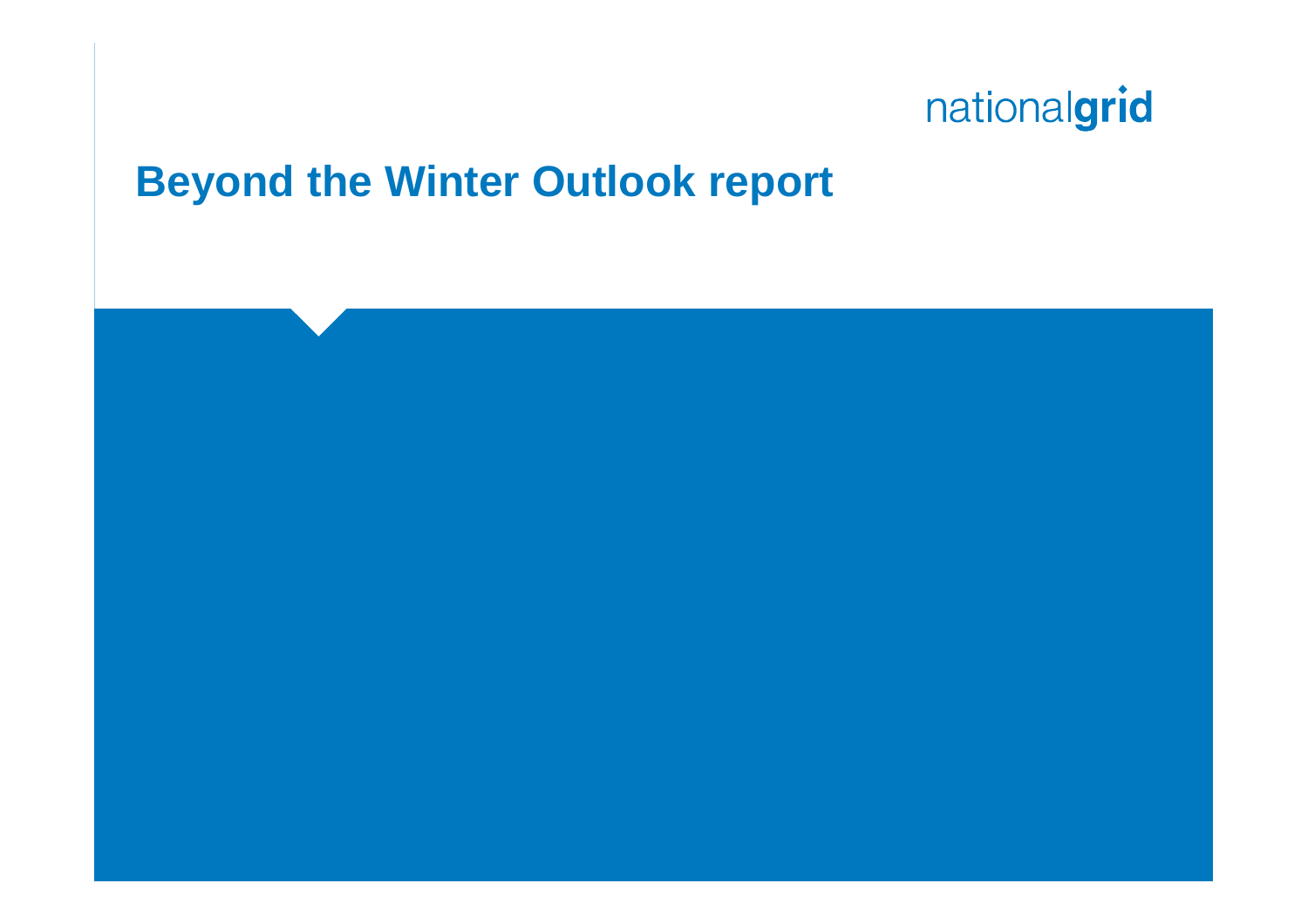# Beyond the Winter Outlook report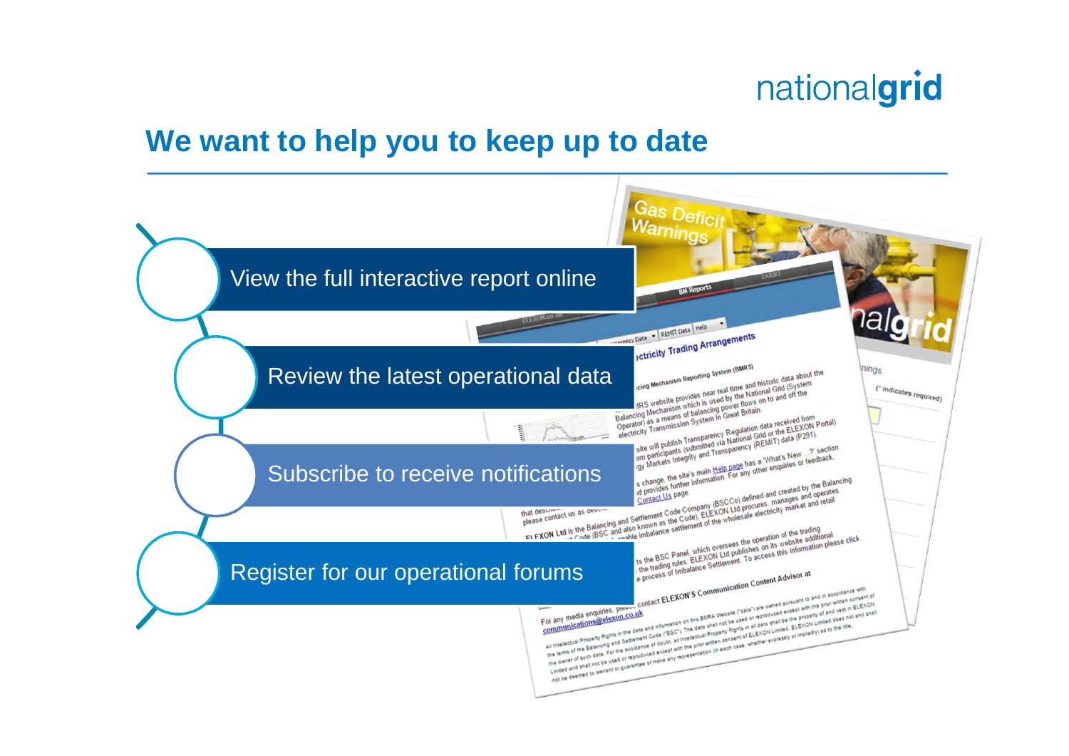# We want to help you to keep up to date

- View the full interactive report online
- Review the latest operational data
- Subscribe to receive notifications
- Register for our operational forums